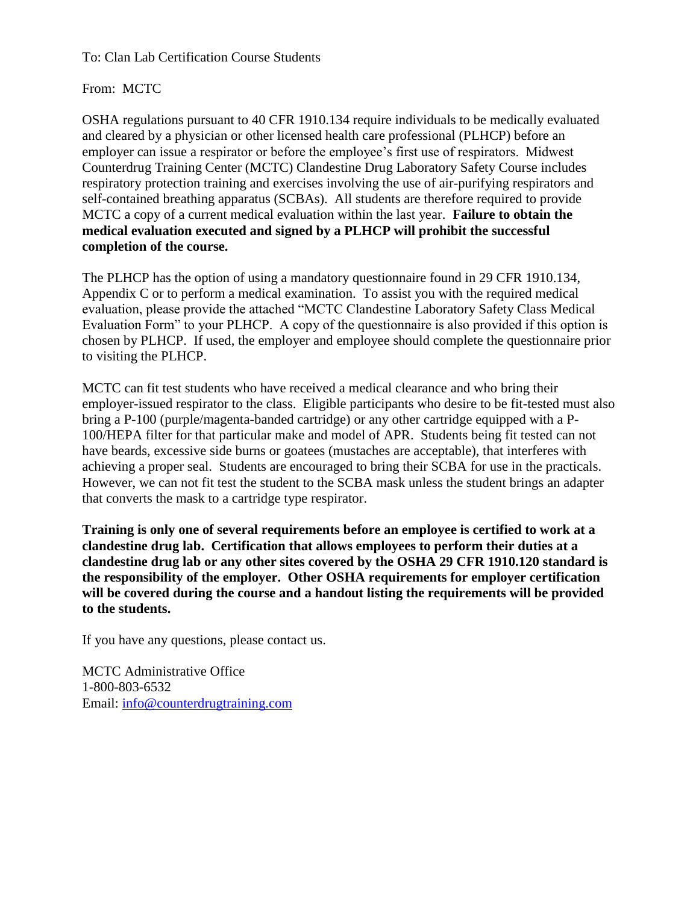To: Clan Lab Certification Course Students

From: MCTC

OSHA regulations pursuant to 40 CFR 1910.134 require individuals to be medically evaluated and cleared by a physician or other licensed health care professional (PLHCP) before an employer can issue a respirator or before the employee's first use of respirators. Midwest Counterdrug Training Center (MCTC) Clandestine Drug Laboratory Safety Course includes respiratory protection training and exercises involving the use of air-purifying respirators and self-contained breathing apparatus (SCBAs). All students are therefore required to provide MCTC a copy of a current medical evaluation within the last year. **Failure to obtain the medical evaluation executed and signed by a PLHCP will prohibit the successful completion of the course.**

The PLHCP has the option of using a mandatory questionnaire found in 29 CFR 1910.134, Appendix C or to perform a medical examination. To assist you with the required medical evaluation, please provide the attached "MCTC Clandestine Laboratory Safety Class Medical Evaluation Form" to your PLHCP. A copy of the questionnaire is also provided if this option is chosen by PLHCP. If used, the employer and employee should complete the questionnaire prior to visiting the PLHCP.

MCTC can fit test students who have received a medical clearance and who bring their employer-issued respirator to the class. Eligible participants who desire to be fit-tested must also bring a P-100 (purple/magenta-banded cartridge) or any other cartridge equipped with a P-100/HEPA filter for that particular make and model of APR. Students being fit tested can not have beards, excessive side burns or goatees (mustaches are acceptable), that interferes with achieving a proper seal. Students are encouraged to bring their SCBA for use in the practicals. However, we can not fit test the student to the SCBA mask unless the student brings an adapter that converts the mask to a cartridge type respirator.

**Training is only one of several requirements before an employee is certified to work at a clandestine drug lab. Certification that allows employees to perform their duties at a clandestine drug lab or any other sites covered by the OSHA 29 CFR 1910.120 standard is the responsibility of the employer. Other OSHA requirements for employer certification will be covered during the course and a handout listing the requirements will be provided to the students.**

If you have any questions, please contact us.

MCTC Administrative Office
1-800-803-6532
Email: info@counterdrugtraining.com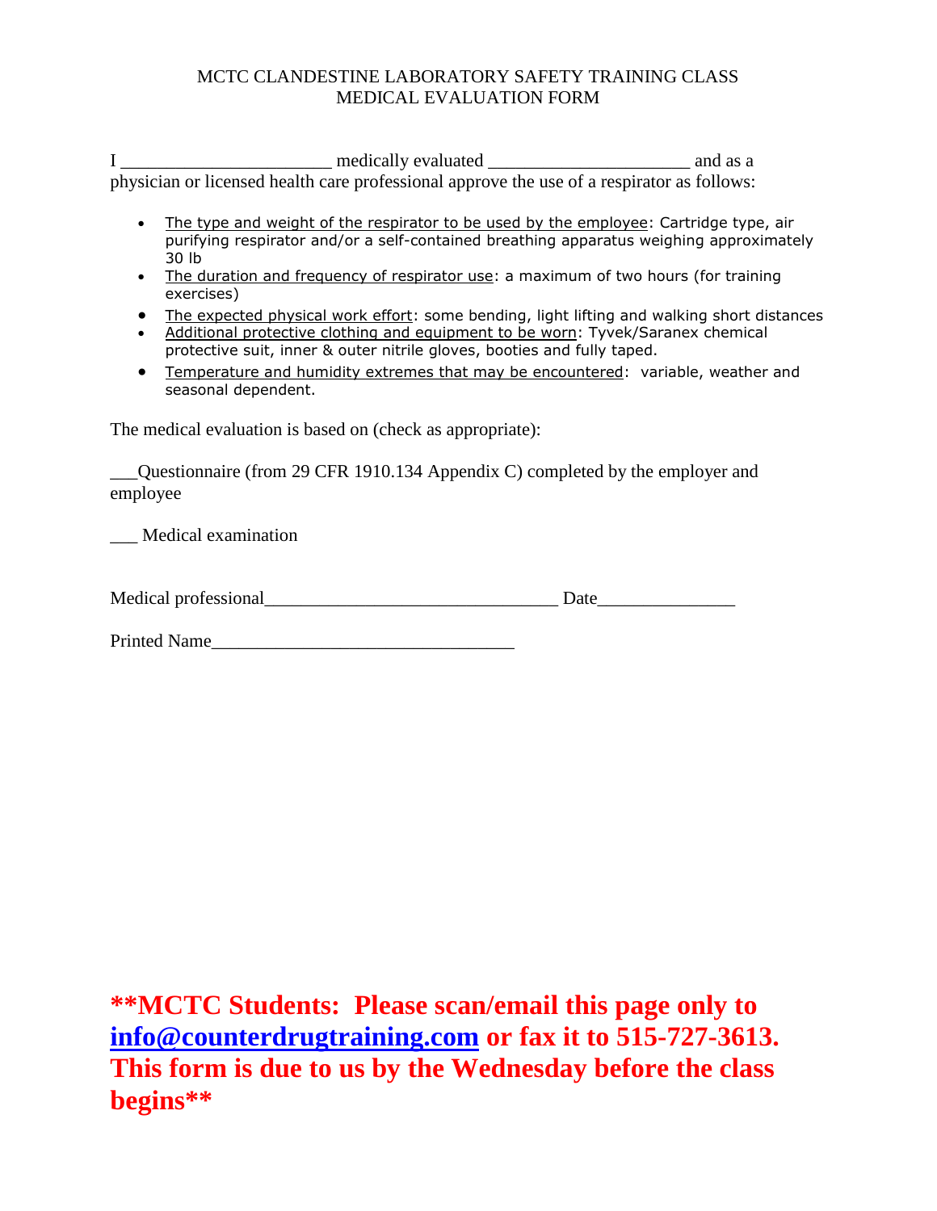MCTC CLANDESTINE LABORATORY SAFETY TRAINING CLASS
MEDICAL EVALUATION FORM

I ______________________ medically evaluated _____________________ and as a physician or licensed health care professional approve the use of a respirator as follows:

- The type and weight of the respirator to be used by the employee: Cartridge type, air purifying respirator and/or a self-contained breathing apparatus weighing approximately 30 lb
- The duration and frequency of respirator use: a maximum of two hours (for training exercises)
- The expected physical work effort: some bending, light lifting and walking short distances
- Additional protective clothing and equipment to be worn: Tyvek/Saranex chemical protective suit, inner & outer nitrile gloves, booties and fully taped.
- Temperature and humidity extremes that may be encountered: variable, weather and seasonal dependent.

The medical evaluation is based on (check as appropriate):

___Questionnaire (from 29 CFR 1910.134 Appendix C) completed by the employer and employee

___ Medical examination

Medical professional_______________________________ Date______________

Printed Name________________________________

**\*\*MCTC Students: Please scan/email this page only to info@counterdrugtraining.com or fax it to 515-727-3613. This form is due to us by the Wednesday before the class begins\*\***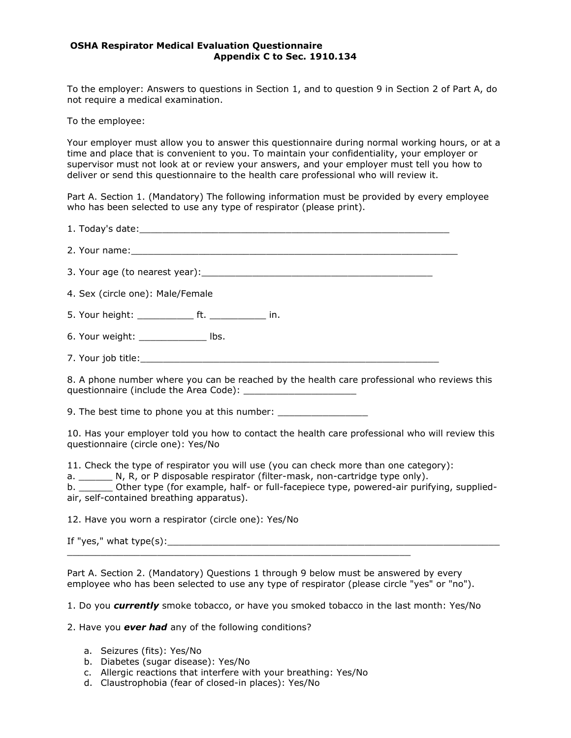**OSHA Respirator Medical Evaluation Questionnaire**
**Appendix C to Sec. 1910.134**

To the employer: Answers to questions in Section 1, and to question 9 in Section 2 of Part A, do not require a medical examination.

To the employee:

Your employer must allow you to answer this questionnaire during normal working hours, or at a time and place that is convenient to you. To maintain your confidentiality, your employer or supervisor must not look at or review your answers, and your employer must tell you how to deliver or send this questionnaire to the health care professional who will review it.

Part A. Section 1. (Mandatory) The following information must be provided by every employee who has been selected to use any type of respirator (please print).

1. Today's date:_______________________________________________________

2. Your name:__________________________________________________________

3. Your age (to nearest year):________________________________________

4. Sex (circle one): Male/Female

5. Your height: __________ ft. __________ in.

6. Your weight: ____________ lbs.

7. Your job title:_____________________________________________________

8. A phone number where you can be reached by the health care professional who reviews this questionnaire (include the Area Code): ____________________

9. The best time to phone you at this number: ________________

10. Has your employer told you how to contact the health care professional who will review this questionnaire (circle one): Yes/No

11. Check the type of respirator you will use (you can check more than one category):
a. ______ N, R, or P disposable respirator (filter-mask, non-cartridge type only).
b. ______ Other type (for example, half- or full-facepiece type, powered-air purifying, supplied-air, self-contained breathing apparatus).

12. Have you worn a respirator (circle one): Yes/No

If "yes," what type(s):___________________________________________________________
_______________________________________________________________

Part A. Section 2. (Mandatory) Questions 1 through 9 below must be answered by every employee who has been selected to use any type of respirator (please circle "yes" or "no").

1. Do you ***currently*** smoke tobacco, or have you smoked tobacco in the last month: Yes/No

2. Have you ***ever had*** any of the following conditions?

   a. Seizures (fits): Yes/No
   b. Diabetes (sugar disease): Yes/No
   c. Allergic reactions that interfere with your breathing: Yes/No
   d. Claustrophobia (fear of closed-in places): Yes/No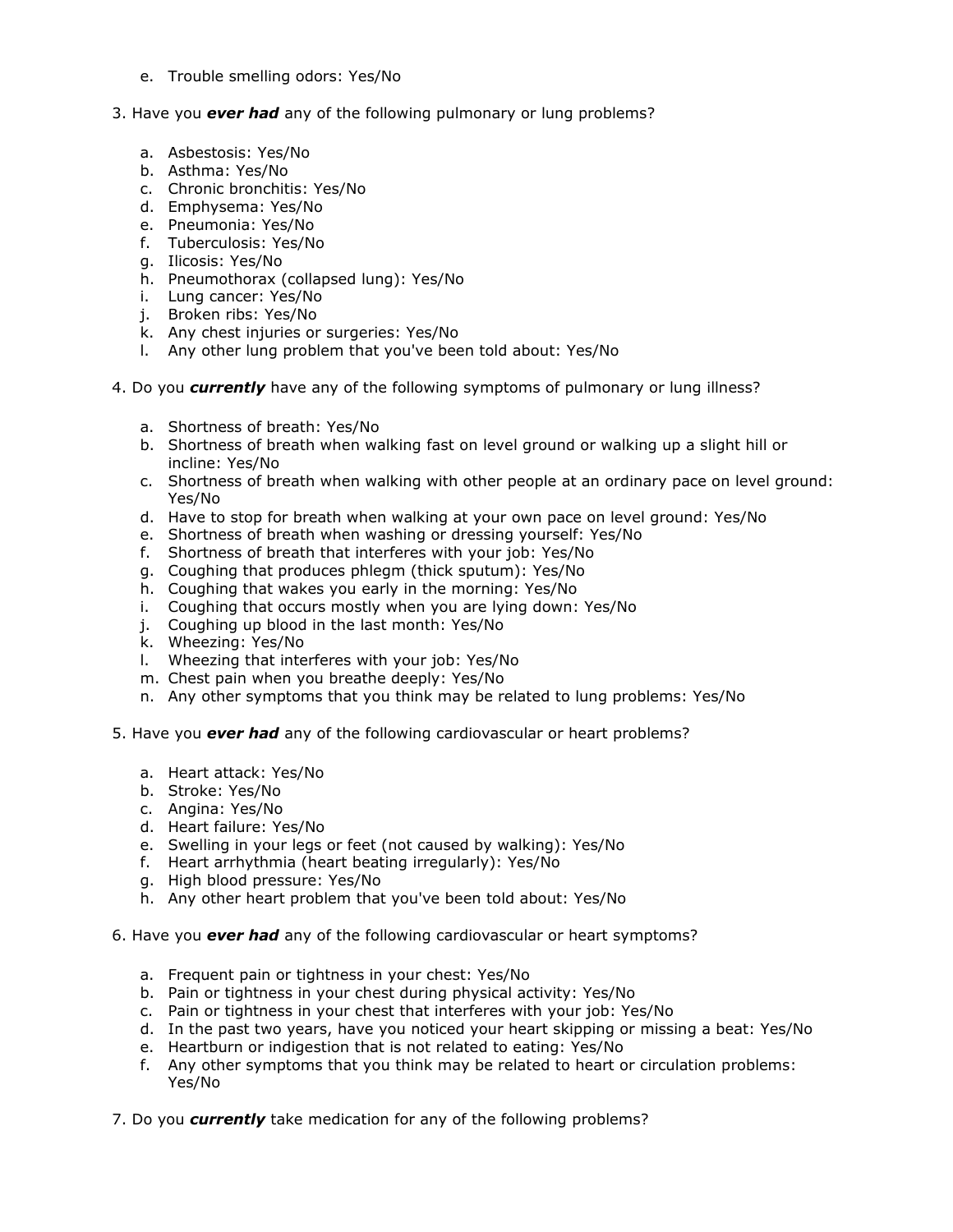e. Trouble smelling odors: Yes/No

3. Have you ***ever had*** any of the following pulmonary or lung problems?

    a. Asbestosis: Yes/No
    b. Asthma: Yes/No
    c. Chronic bronchitis: Yes/No
    d. Emphysema: Yes/No
    e. Pneumonia: Yes/No
    f. Tuberculosis: Yes/No
    g. Ilicosis: Yes/No
    h. Pneumothorax (collapsed lung): Yes/No
    i. Lung cancer: Yes/No
    j. Broken ribs: Yes/No
    k. Any chest injuries or surgeries: Yes/No
    l. Any other lung problem that you've been told about: Yes/No

4. Do you ***currently*** have any of the following symptoms of pulmonary or lung illness?

    a. Shortness of breath: Yes/No
    b. Shortness of breath when walking fast on level ground or walking up a slight hill or incline: Yes/No
    c. Shortness of breath when walking with other people at an ordinary pace on level ground: Yes/No
    d. Have to stop for breath when walking at your own pace on level ground: Yes/No
    e. Shortness of breath when washing or dressing yourself: Yes/No
    f. Shortness of breath that interferes with your job: Yes/No
    g. Coughing that produces phlegm (thick sputum): Yes/No
    h. Coughing that wakes you early in the morning: Yes/No
    i. Coughing that occurs mostly when you are lying down: Yes/No
    j. Coughing up blood in the last month: Yes/No
    k. Wheezing: Yes/No
    l. Wheezing that interferes with your job: Yes/No
    m. Chest pain when you breathe deeply: Yes/No
    n. Any other symptoms that you think may be related to lung problems: Yes/No

5. Have you ***ever had*** any of the following cardiovascular or heart problems?

    a. Heart attack: Yes/No
    b. Stroke: Yes/No
    c. Angina: Yes/No
    d. Heart failure: Yes/No
    e. Swelling in your legs or feet (not caused by walking): Yes/No
    f. Heart arrhythmia (heart beating irregularly): Yes/No
    g. High blood pressure: Yes/No
    h. Any other heart problem that you've been told about: Yes/No

6. Have you ***ever had*** any of the following cardiovascular or heart symptoms?

    a. Frequent pain or tightness in your chest: Yes/No
    b. Pain or tightness in your chest during physical activity: Yes/No
    c. Pain or tightness in your chest that interferes with your job: Yes/No
    d. In the past two years, have you noticed your heart skipping or missing a beat: Yes/No
    e. Heartburn or indigestion that is not related to eating: Yes/No
    f. Any other symptoms that you think may be related to heart or circulation problems: Yes/No

7. Do you ***currently*** take medication for any of the following problems?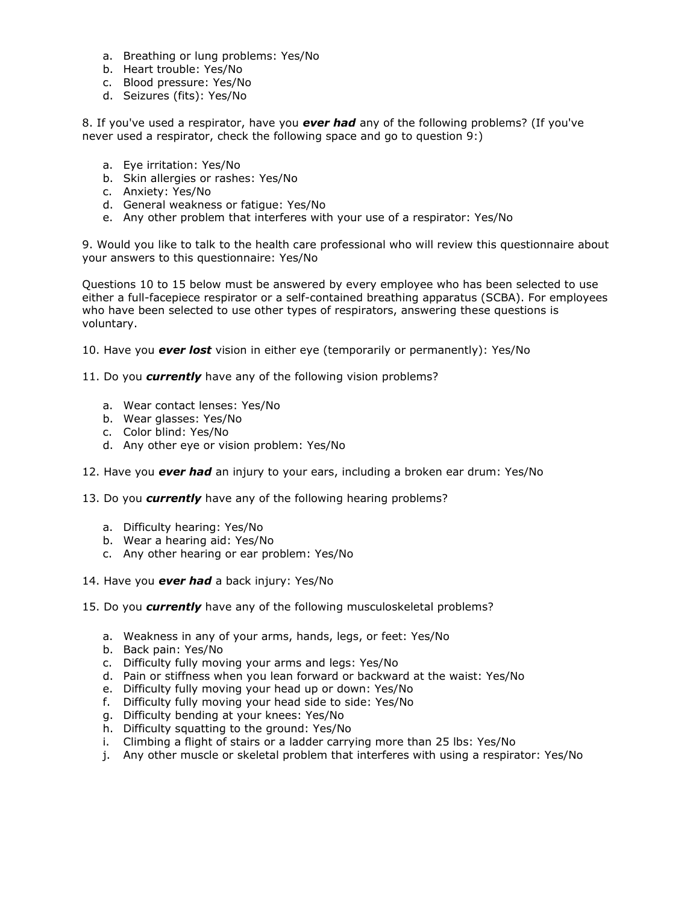a. Breathing or lung problems: Yes/No
b. Heart trouble: Yes/No
c. Blood pressure: Yes/No
d. Seizures (fits): Yes/No

8. If you've used a respirator, have you ***ever had*** any of the following problems? (If you've never used a respirator, check the following space and go to question 9:)

a. Eye irritation: Yes/No
b. Skin allergies or rashes: Yes/No
c. Anxiety: Yes/No
d. General weakness or fatigue: Yes/No
e. Any other problem that interferes with your use of a respirator: Yes/No

9. Would you like to talk to the health care professional who will review this questionnaire about your answers to this questionnaire: Yes/No

Questions 10 to 15 below must be answered by every employee who has been selected to use either a full-facepiece respirator or a self-contained breathing apparatus (SCBA). For employees who have been selected to use other types of respirators, answering these questions is voluntary.

10. Have you ***ever lost*** vision in either eye (temporarily or permanently): Yes/No

11. Do you ***currently*** have any of the following vision problems?

a. Wear contact lenses: Yes/No
b. Wear glasses: Yes/No
c. Color blind: Yes/No
d. Any other eye or vision problem: Yes/No

12. Have you ***ever had*** an injury to your ears, including a broken ear drum: Yes/No

13. Do you ***currently*** have any of the following hearing problems?

a. Difficulty hearing: Yes/No
b. Wear a hearing aid: Yes/No
c. Any other hearing or ear problem: Yes/No

14. Have you ***ever had*** a back injury: Yes/No

15. Do you ***currently*** have any of the following musculoskeletal problems?

a. Weakness in any of your arms, hands, legs, or feet: Yes/No
b. Back pain: Yes/No
c. Difficulty fully moving your arms and legs: Yes/No
d. Pain or stiffness when you lean forward or backward at the waist: Yes/No
e. Difficulty fully moving your head up or down: Yes/No
f. Difficulty fully moving your head side to side: Yes/No
g. Difficulty bending at your knees: Yes/No
h. Difficulty squatting to the ground: Yes/No
i. Climbing a flight of stairs or a ladder carrying more than 25 lbs: Yes/No
j. Any other muscle or skeletal problem that interferes with using a respirator: Yes/No